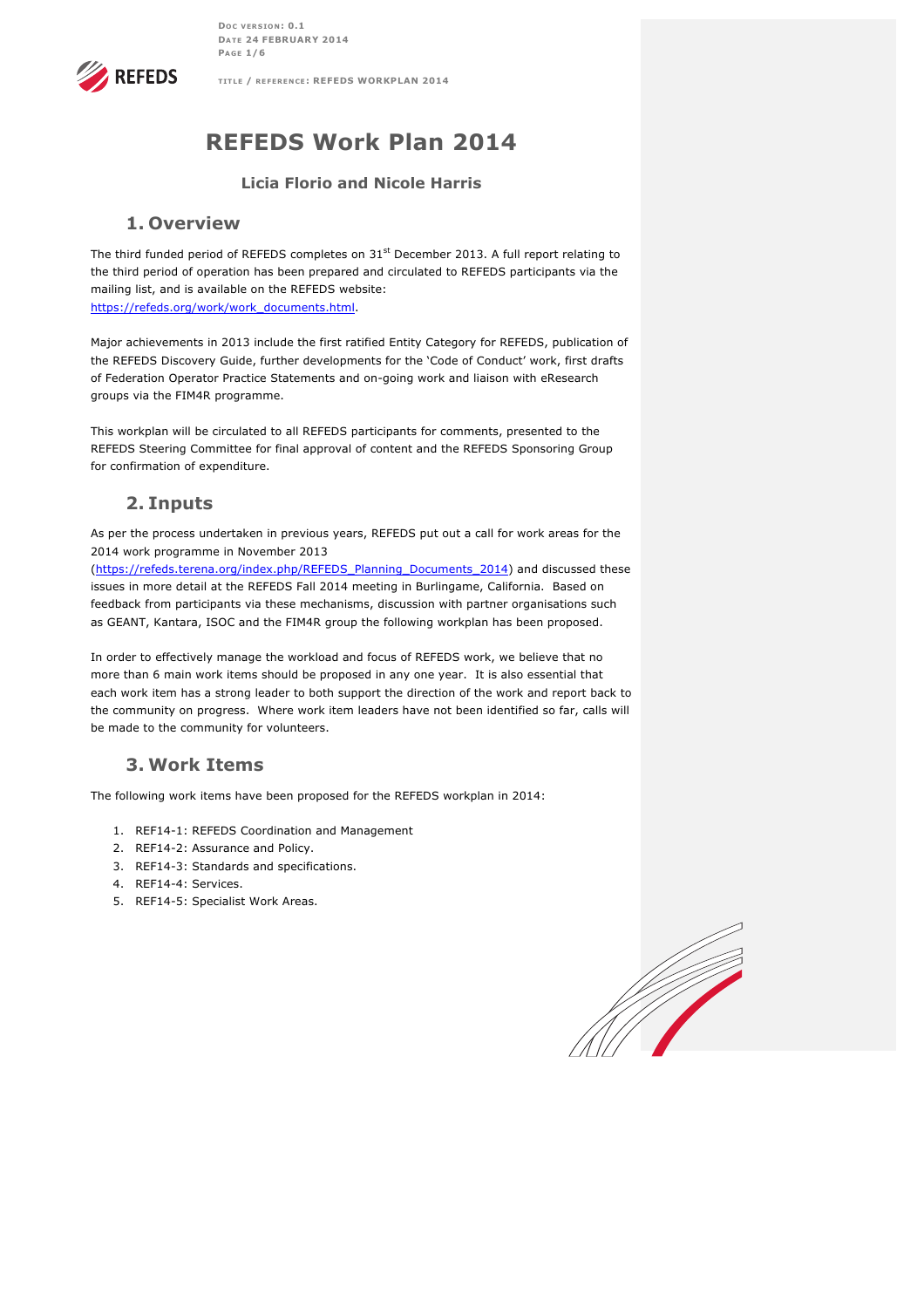# REFEDS Work Plan 2014

**Licia Florio and Nicole Harris**

## 1. Overview

The third funded period of REFEDS completes on 31st December 2013. A full report relating to the third period of operation has been prepared and circulated to REFEDS participants via the mailing list, and is available on the REFEDS website: https://refeds.org/work/work_documents.html.

Major achievements in 2013 include the first ratified Entity Category for REFEDS, publication of the REFEDS Discovery Guide, further developments for the 'Code of Conduct' work, first drafts of Federation Operator Practice Statements and on-going work and liaison with eResearch groups via the FIM4R programme.

This workplan will be circulated to all REFEDS participants for comments, presented to the REFEDS Steering Committee for final approval of content and the REFEDS Sponsoring Group for confirmation of expenditure.

## 2. Inputs

As per the process undertaken in previous years, REFEDS put out a call for work areas for the 2014 work programme in November 2013 (https://refeds.terena.org/index.php/REFEDS_Planning_Documents_2014) and discussed these issues in more detail at the REFEDS Fall 2014 meeting in Burlingame, California. Based on feedback from participants via these mechanisms, discussion with partner organisations such as GEANT, Kantara, ISOC and the FIM4R group the following workplan has been proposed.

In order to effectively manage the workload and focus of REFEDS work, we believe that no more than 6 main work items should be proposed in any one year. It is also essential that each work item has a strong leader to both support the direction of the work and report back to the community on progress. Where work item leaders have not been identified so far, calls will be made to the community for volunteers.

## 3. Work Items

The following work items have been proposed for the REFEDS workplan in 2014:

1. REF14-1: REFEDS Coordination and Management
2. REF14-2: Assurance and Policy.
3. REF14-3: Standards and specifications.
4. REF14-4: Services.
5. REF14-5: Specialist Work Areas.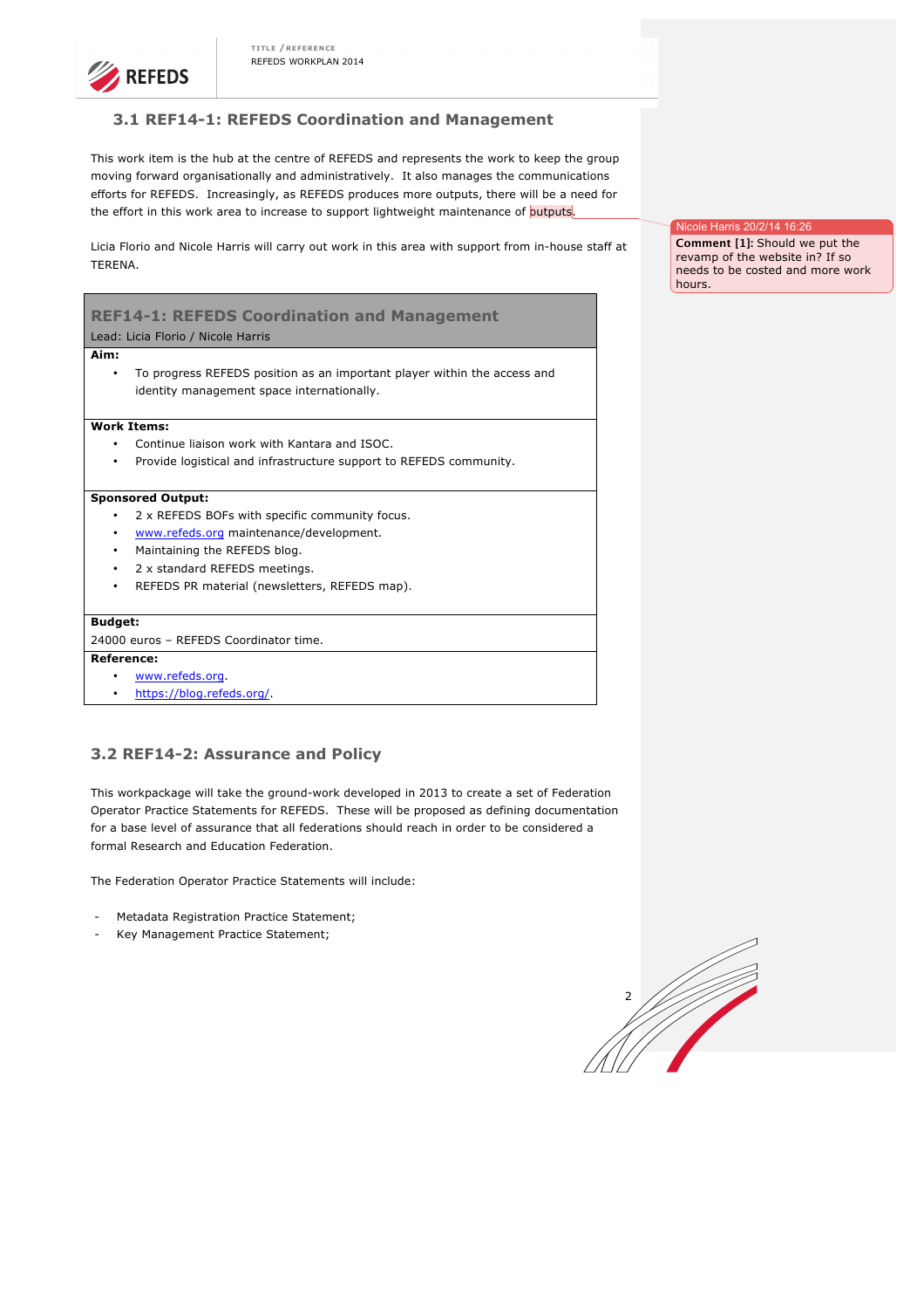### 3.1 REF14-1: REFEDS Coordination and Management

This work item is the hub at the centre of REFEDS and represents the work to keep the group moving forward organisationally and administratively. It also manages the communications efforts for REFEDS. Increasingly, as REFEDS produces more outputs, there will be a need for the effort in this work area to increase to support lightweight maintenance of outputs.

Nicole Harris 20/2/14 16:26
**Comment [1]:** Should we put the revamp of the website in? If so needs to be costed and more work hours.

Licia Florio and Nicole Harris will carry out work in this area with support from in-house staff at TERENA.

| **REF14-1: REFEDS Coordination and Management**<br>Lead: Licia Florio / Nicole Harris |
|---|
| **Aim:**<br>• To progress REFEDS position as an important player within the access and identity management space internationally. |
| **Work Items:**<br>• Continue liaison work with Kantara and ISOC.<br>• Provide logistical and infrastructure support to REFEDS community. |
| **Sponsored Output:**<br>• 2 x REFEDS BOFs with specific community focus.<br>• www.refeds.org maintenance/development.<br>• Maintaining the REFEDS blog.<br>• 2 x standard REFEDS meetings.<br>• REFEDS PR material (newsletters, REFEDS map). |
| **Budget:**<br>24000 euros – REFEDS Coordinator time. |
| **Reference:**<br>• www.refeds.org.<br>• https://blog.refeds.org/. |

### 3.2 REF14-2: Assurance and Policy

This workpackage will take the ground-work developed in 2013 to create a set of Federation Operator Practice Statements for REFEDS. These will be proposed as defining documentation for a base level of assurance that all federations should reach in order to be considered a formal Research and Education Federation.

The Federation Operator Practice Statements will include:

- Metadata Registration Practice Statement;
- Key Management Practice Statement;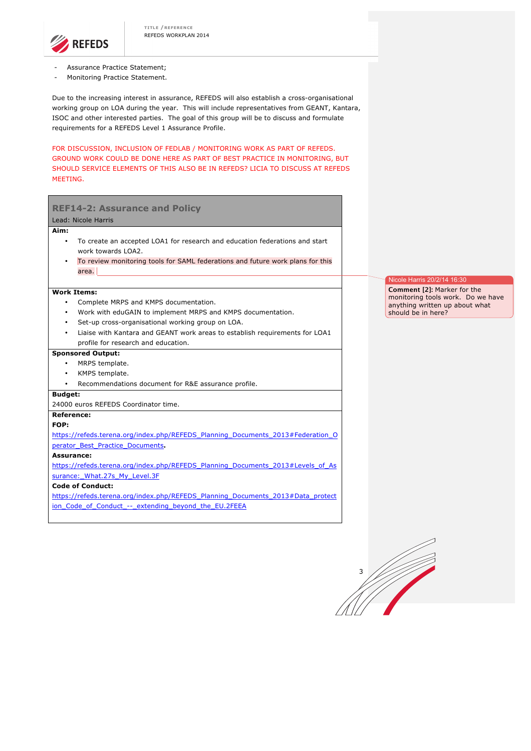- Assurance Practice Statement;
- Monitoring Practice Statement.

Due to the increasing interest in assurance, REFEDS will also establish a cross-organisational working group on LOA during the year. This will include representatives from GEANT, Kantara, ISOC and other interested parties. The goal of this group will be to discuss and formulate requirements for a REFEDS Level 1 Assurance Profile.

FOR DISCUSSION, INCLUSION OF FEDLAB / MONITORING WORK AS PART OF REFEDS. GROUND WORK COULD BE DONE HERE AS PART OF BEST PRACTICE IN MONITORING, BUT SHOULD SERVICE ELEMENTS OF THIS ALSO BE IN REFEDS? LICIA TO DISCUSS AT REFEDS MEETING.

## REF14-2: Assurance and Policy

Lead: Nicole Harris

**Aim:**

- To create an accepted LOA1 for research and education federations and start work towards LOA2.
- To review monitoring tools for SAML federations and future work plans for this area.

> Nicole Harris 20/2/14 16:30
> **Comment [2]:** Marker for the monitoring tools work. Do we have anything written up about what should be in here?

**Work Items:**

- Complete MRPS and KMPS documentation.
- Work with eduGAIN to implement MRPS and KMPS documentation.
- Set-up cross-organisational working group on LOA.
- Liaise with Kantara and GEANT work areas to establish requirements for LOA1 profile for research and education.

**Sponsored Output:**

- MRPS template.
- KMPS template.
- Recommendations document for R&E assurance profile.

**Budget:**

24000 euros REFEDS Coordinator time.

**Reference:**

**FOP:**

https://refeds.terena.org/index.php/REFEDS_Planning_Documents_2013#Federation_Operator_Best_Practice_Documents.

**Assurance:**

https://refeds.terena.org/index.php/REFEDS_Planning_Documents_2013#Levels_of_Assurance:_What.27s_My_Level.3F

**Code of Conduct:**

https://refeds.terena.org/index.php/REFEDS_Planning_Documents_2013#Data_protection_Code_of_Conduct_--_extending_beyond_the_EU.2FEEA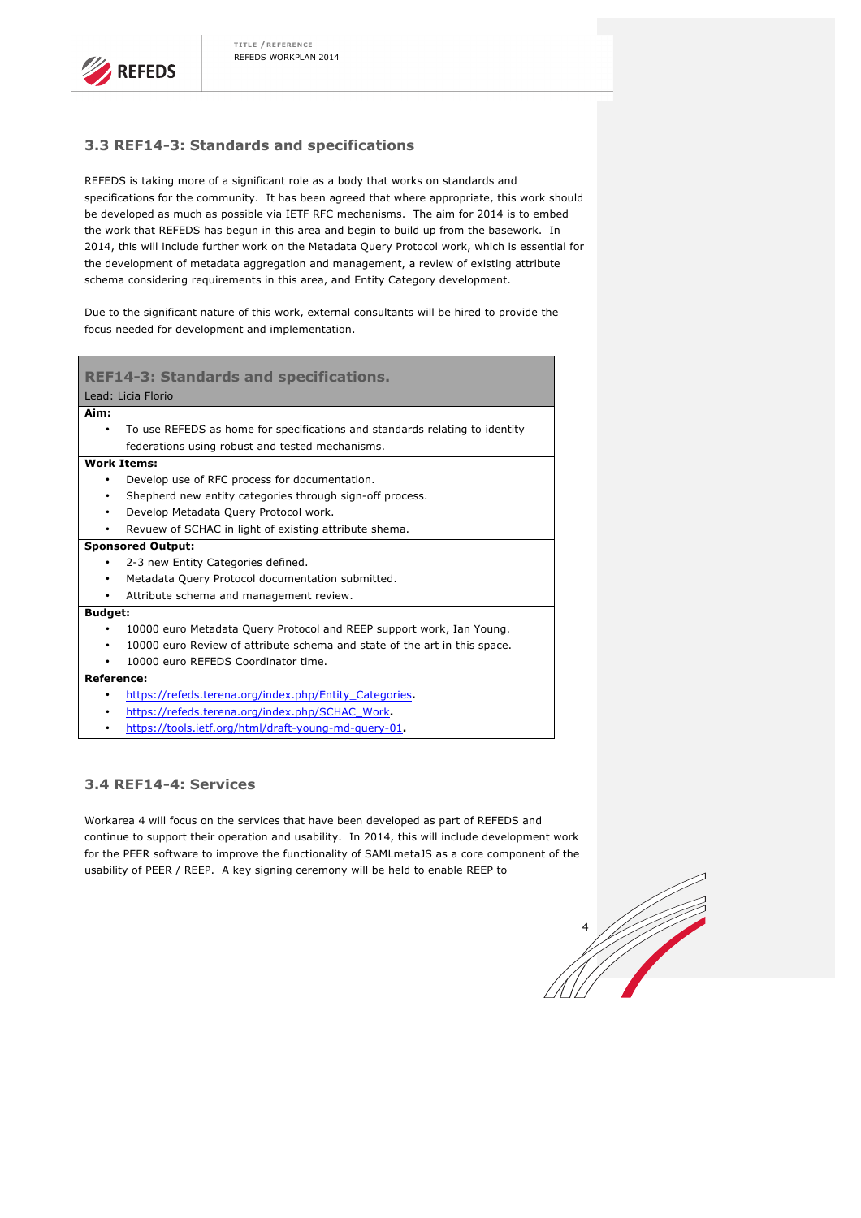### 3.3 REF14-3: Standards and specifications

REFEDS is taking more of a significant role as a body that works on standards and specifications for the community. It has been agreed that where appropriate, this work should be developed as much as possible via IETF RFC mechanisms. The aim for 2014 is to embed the work that REFEDS has begun in this area and begin to build up from the basework. In 2014, this will include further work on the Metadata Query Protocol work, which is essential for the development of metadata aggregation and management, a review of existing attribute schema considering requirements in this area, and Entity Category development.

Due to the significant nature of this work, external consultants will be hired to provide the focus needed for development and implementation.

**REF14-3: Standards and specifications.**

Lead: Licia Florio

**Aim:**

- To use REFEDS as home for specifications and standards relating to identity federations using robust and tested mechanisms.

**Work Items:**

- Develop use of RFC process for documentation.
- Shepherd new entity categories through sign-off process.
- Develop Metadata Query Protocol work.
- Revuew of SCHAC in light of existing attribute shema.

**Sponsored Output:**

- 2-3 new Entity Categories defined.
- Metadata Query Protocol documentation submitted.
- Attribute schema and management review.

**Budget:**

- 10000 euro Metadata Query Protocol and REEP support work, Ian Young.
- 10000 euro Review of attribute schema and state of the art in this space.
- 10000 euro REFEDS Coordinator time.

**Reference:**

- https://refeds.terena.org/index.php/Entity_Categories.
- https://refeds.terena.org/index.php/SCHAC_Work.
- https://tools.ietf.org/html/draft-young-md-query-01.

### 3.4 REF14-4: Services

Workarea 4 will focus on the services that have been developed as part of REFEDS and continue to support their operation and usability. In 2014, this will include development work for the PEER software to improve the functionality of SAMLmetaJS as a core component of the usability of PEER / REEP. A key signing ceremony will be held to enable REEP to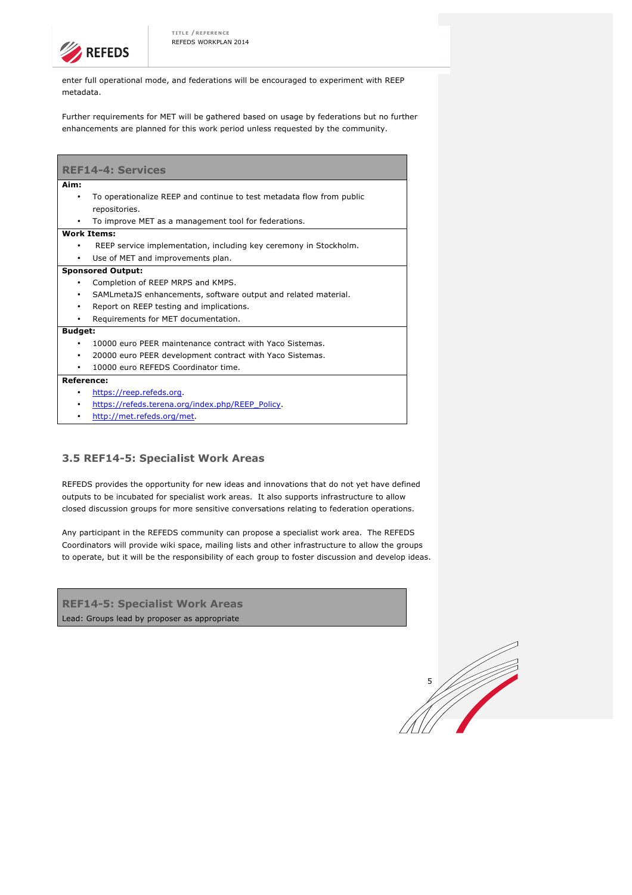enter full operational mode, and federations will be encouraged to experiment with REEP metadata.

Further requirements for MET will be gathered based on usage by federations but no further enhancements are planned for this work period unless requested by the community.

| REF14-4: Services |
|---|
| **Aim:**<br>• To operationalize REEP and continue to test metadata flow from public repositories.<br>• To improve MET as a management tool for federations. |
| **Work Items:**<br>• REEP service implementation, including key ceremony in Stockholm.<br>• Use of MET and improvements plan. |
| **Sponsored Output:**<br>• Completion of REEP MRPS and KMPS.<br>• SAMLmetaJS enhancements, software output and related material.<br>• Report on REEP testing and implications.<br>• Requirements for MET documentation. |
| **Budget:**<br>• 10000 euro PEER maintenance contract with Yaco Sistemas.<br>• 20000 euro PEER development contract with Yaco Sistemas.<br>• 10000 euro REFEDS Coordinator time. |
| **Reference:**<br>• https://reep.refeds.org.<br>• https://refeds.terena.org/index.php/REEP_Policy.<br>• http://met.refeds.org/met. |

### 3.5 REF14-5: Specialist Work Areas

REFEDS provides the opportunity for new ideas and innovations that do not yet have defined outputs to be incubated for specialist work areas. It also supports infrastructure to allow closed discussion groups for more sensitive conversations relating to federation operations.

Any participant in the REFEDS community can propose a specialist work area. The REFEDS Coordinators will provide wiki space, mailing lists and other infrastructure to allow the groups to operate, but it will be the responsibility of each group to foster discussion and develop ideas.

| REF14-5: Specialist Work Areas |
|---|
| Lead: Groups lead by proposer as appropriate |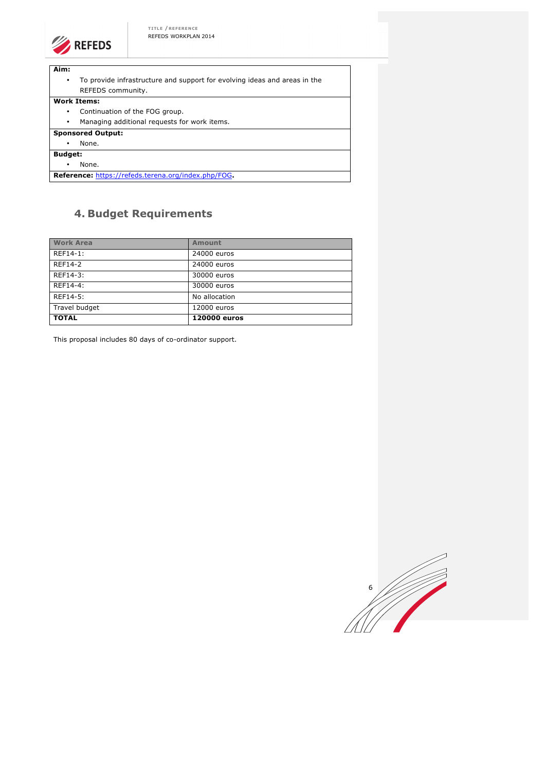**Aim:**

- To provide infrastructure and support for evolving ideas and areas in the REFEDS community.

**Work Items:**

- Continuation of the FOG group.
- Managing additional requests for work items.

**Sponsored Output:**

- None.

**Budget:**

- None.

**Reference:** https://refeds.terena.org/index.php/FOG.

## 4. Budget Requirements

| Work Area | Amount |
|---|---|
| REF14-1: | 24000 euros |
| REF14-2 | 24000 euros |
| REF14-3: | 30000 euros |
| REF14-4: | 30000 euros |
| REF14-5: | No allocation |
| Travel budget | 12000 euros |
| **TOTAL** | **120000 euros** |

This proposal includes 80 days of co-ordinator support.